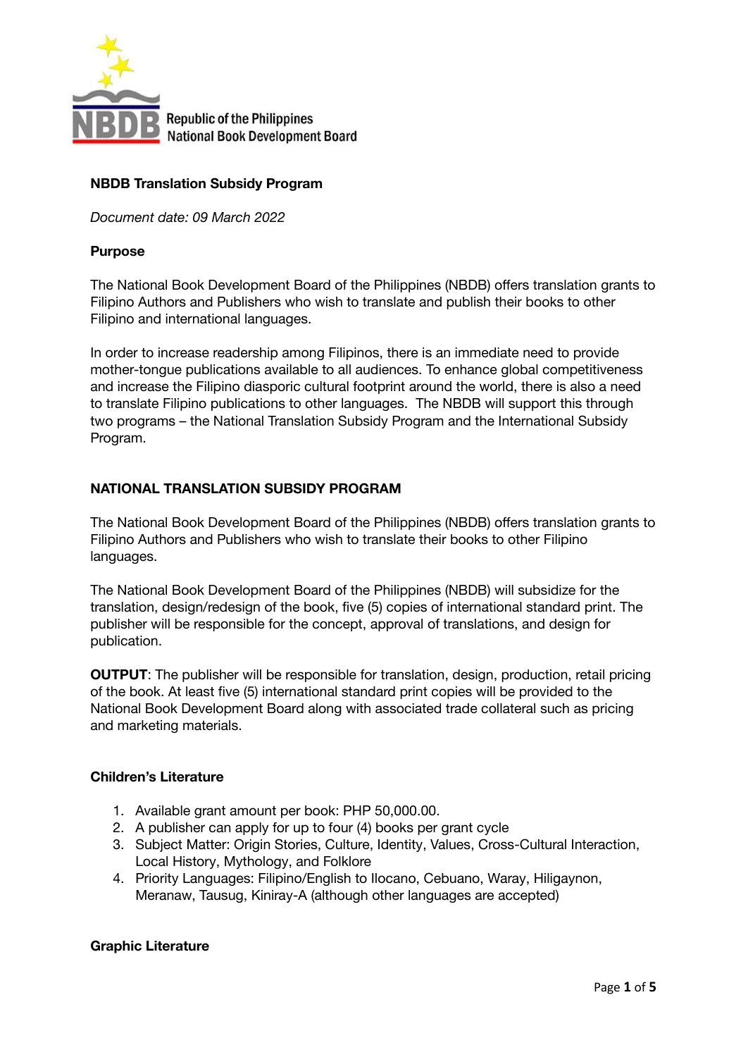Republic of the Philippines
National Book Development Board

**NBDB Translation Subsidy Program**

*Document date: 09 March 2022*

**Purpose**

The National Book Development Board of the Philippines (NBDB) offers translation grants to Filipino Authors and Publishers who wish to translate and publish their books to other Filipino and international languages.

In order to increase readership among Filipinos, there is an immediate need to provide mother-tongue publications available to all audiences. To enhance global competitiveness and increase the Filipino diasporic cultural footprint around the world, there is also a need to translate Filipino publications to other languages. The NBDB will support this through two programs – the National Translation Subsidy Program and the International Subsidy Program.

## NATIONAL TRANSLATION SUBSIDY PROGRAM

The National Book Development Board of the Philippines (NBDB) offers translation grants to Filipino Authors and Publishers who wish to translate their books to other Filipino languages.

The National Book Development Board of the Philippines (NBDB) will subsidize for the translation, design/redesign of the book, five (5) copies of international standard print. The publisher will be responsible for the concept, approval of translations, and design for publication.

**OUTPUT**: The publisher will be responsible for translation, design, production, retail pricing of the book. At least five (5) international standard print copies will be provided to the National Book Development Board along with associated trade collateral such as pricing and marketing materials.

### Children's Literature

1. Available grant amount per book: PHP 50,000.00.
2. A publisher can apply for up to four (4) books per grant cycle
3. Subject Matter: Origin Stories, Culture, Identity, Values, Cross-Cultural Interaction, Local History, Mythology, and Folklore
4. Priority Languages: Filipino/English to Ilocano, Cebuano, Waray, Hiligaynon, Meranaw, Tausug, Kiniray-A (although other languages are accepted)

### Graphic Literature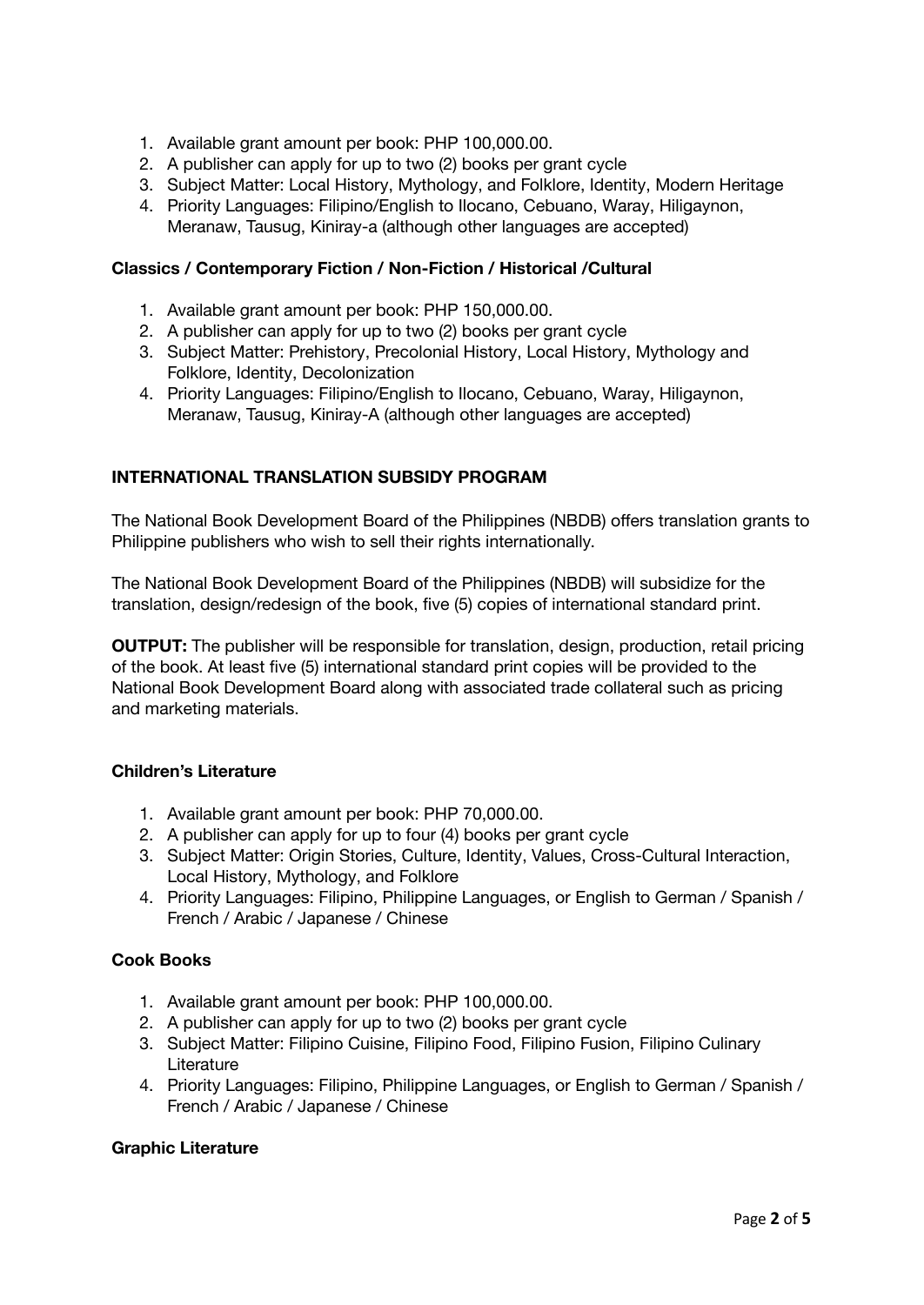1. Available grant amount per book: PHP 100,000.00.
2. A publisher can apply for up to two (2) books per grant cycle
3. Subject Matter: Local History, Mythology, and Folklore, Identity, Modern Heritage
4. Priority Languages: Filipino/English to Ilocano, Cebuano, Waray, Hiligaynon, Meranaw, Tausug, Kiniray-a (although other languages are accepted)

**Classics / Contemporary Fiction / Non-Fiction / Historical /Cultural**

1. Available grant amount per book: PHP 150,000.00.
2. A publisher can apply for up to two (2) books per grant cycle
3. Subject Matter: Prehistory, Precolonial History, Local History, Mythology and Folklore, Identity, Decolonization
4. Priority Languages: Filipino/English to Ilocano, Cebuano, Waray, Hiligaynon, Meranaw, Tausug, Kiniray-A (although other languages are accepted)

**INTERNATIONAL TRANSLATION SUBSIDY PROGRAM**

The National Book Development Board of the Philippines (NBDB) offers translation grants to Philippine publishers who wish to sell their rights internationally.

The National Book Development Board of the Philippines (NBDB) will subsidize for the translation, design/redesign of the book, five (5) copies of international standard print.

**OUTPUT:** The publisher will be responsible for translation, design, production, retail pricing of the book. At least five (5) international standard print copies will be provided to the National Book Development Board along with associated trade collateral such as pricing and marketing materials.

**Children's Literature**

1. Available grant amount per book: PHP 70,000.00.
2. A publisher can apply for up to four (4) books per grant cycle
3. Subject Matter: Origin Stories, Culture, Identity, Values, Cross-Cultural Interaction, Local History, Mythology, and Folklore
4. Priority Languages: Filipino, Philippine Languages, or English to German / Spanish / French / Arabic / Japanese / Chinese

**Cook Books**

1. Available grant amount per book: PHP 100,000.00.
2. A publisher can apply for up to two (2) books per grant cycle
3. Subject Matter: Filipino Cuisine, Filipino Food, Filipino Fusion, Filipino Culinary Literature
4. Priority Languages: Filipino, Philippine Languages, or English to German / Spanish / French / Arabic / Japanese / Chinese

**Graphic Literature**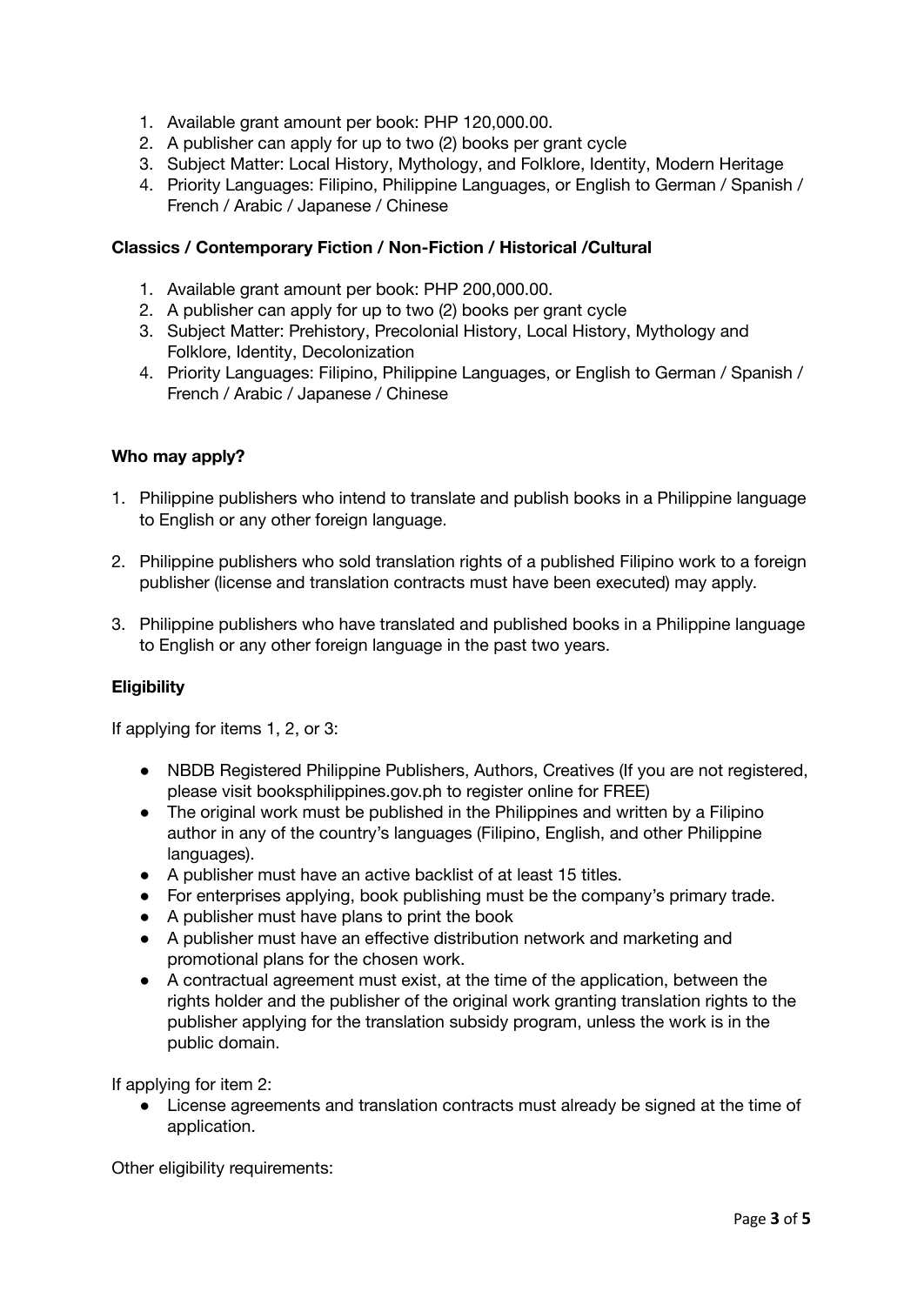1. Available grant amount per book: PHP 120,000.00.
2. A publisher can apply for up to two (2) books per grant cycle
3. Subject Matter: Local History, Mythology, and Folklore, Identity, Modern Heritage
4. Priority Languages: Filipino, Philippine Languages, or English to German / Spanish / French / Arabic / Japanese / Chinese

**Classics / Contemporary Fiction / Non-Fiction / Historical /Cultural**

1. Available grant amount per book: PHP 200,000.00.
2. A publisher can apply for up to two (2) books per grant cycle
3. Subject Matter: Prehistory, Precolonial History, Local History, Mythology and Folklore, Identity, Decolonization
4. Priority Languages: Filipino, Philippine Languages, or English to German / Spanish / French / Arabic / Japanese / Chinese

**Who may apply?**

1. Philippine publishers who intend to translate and publish books in a Philippine language to English or any other foreign language.

2. Philippine publishers who sold translation rights of a published Filipino work to a foreign publisher (license and translation contracts must have been executed) may apply.

3. Philippine publishers who have translated and published books in a Philippine language to English or any other foreign language in the past two years.

**Eligibility**

If applying for items 1, 2, or 3:

- NBDB Registered Philippine Publishers, Authors, Creatives (If you are not registered, please visit booksphilippines.gov.ph to register online for FREE)
- The original work must be published in the Philippines and written by a Filipino author in any of the country's languages (Filipino, English, and other Philippine languages).
- A publisher must have an active backlist of at least 15 titles.
- For enterprises applying, book publishing must be the company's primary trade.
- A publisher must have plans to print the book
- A publisher must have an effective distribution network and marketing and promotional plans for the chosen work.
- A contractual agreement must exist, at the time of the application, between the rights holder and the publisher of the original work granting translation rights to the publisher applying for the translation subsidy program, unless the work is in the public domain.

If applying for item 2:

- License agreements and translation contracts must already be signed at the time of application.

Other eligibility requirements: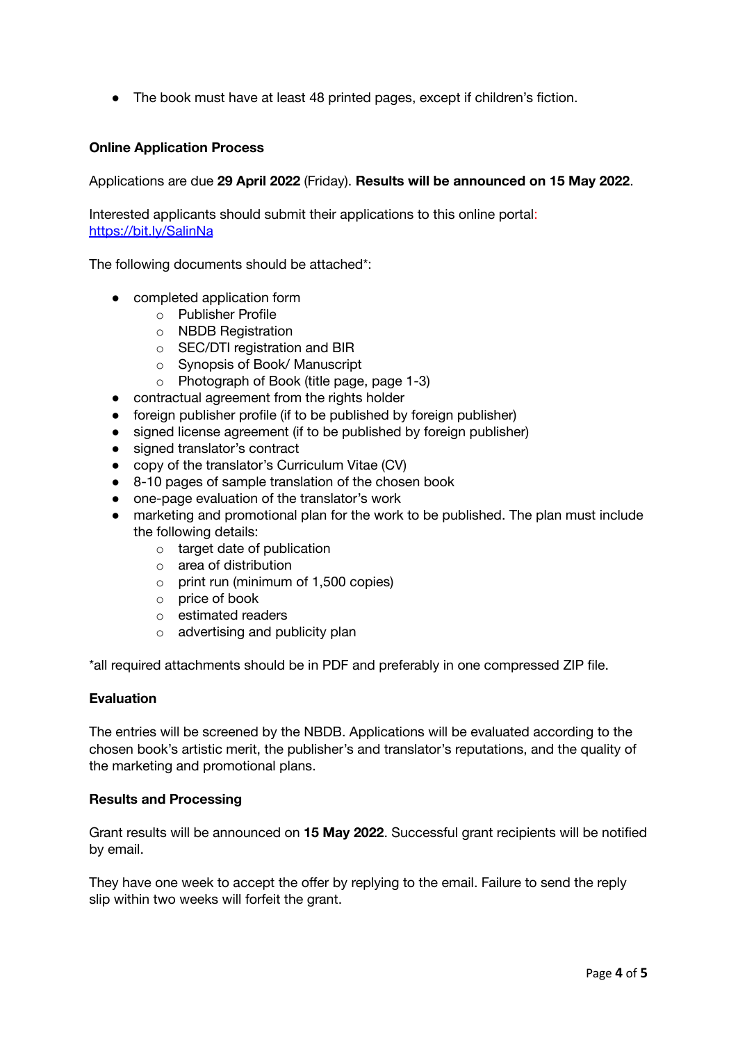- The book must have at least 48 printed pages, except if children's fiction.

**Online Application Process**

Applications are due **29 April 2022** (Friday). **Results will be announced on 15 May 2022**.

Interested applicants should submit their applications to this online portal: https://bit.ly/SalinNa

The following documents should be attached*:

- completed application form
  - Publisher Profile
  - NBDB Registration
  - SEC/DTI registration and BIR
  - Synopsis of Book/ Manuscript
  - Photograph of Book (title page, page 1-3)
- contractual agreement from the rights holder
- foreign publisher profile (if to be published by foreign publisher)
- signed license agreement (if to be published by foreign publisher)
- signed translator's contract
- copy of the translator's Curriculum Vitae (CV)
- 8-10 pages of sample translation of the chosen book
- one-page evaluation of the translator's work
- marketing and promotional plan for the work to be published. The plan must include the following details:
  - target date of publication
  - area of distribution
  - print run (minimum of 1,500 copies)
  - price of book
  - estimated readers
  - advertising and publicity plan

*all required attachments should be in PDF and preferably in one compressed ZIP file.

**Evaluation**

The entries will be screened by the NBDB. Applications will be evaluated according to the chosen book's artistic merit, the publisher's and translator's reputations, and the quality of the marketing and promotional plans.

**Results and Processing**

Grant results will be announced on **15 May 2022**. Successful grant recipients will be notified by email.

They have one week to accept the offer by replying to the email. Failure to send the reply slip within two weeks will forfeit the grant.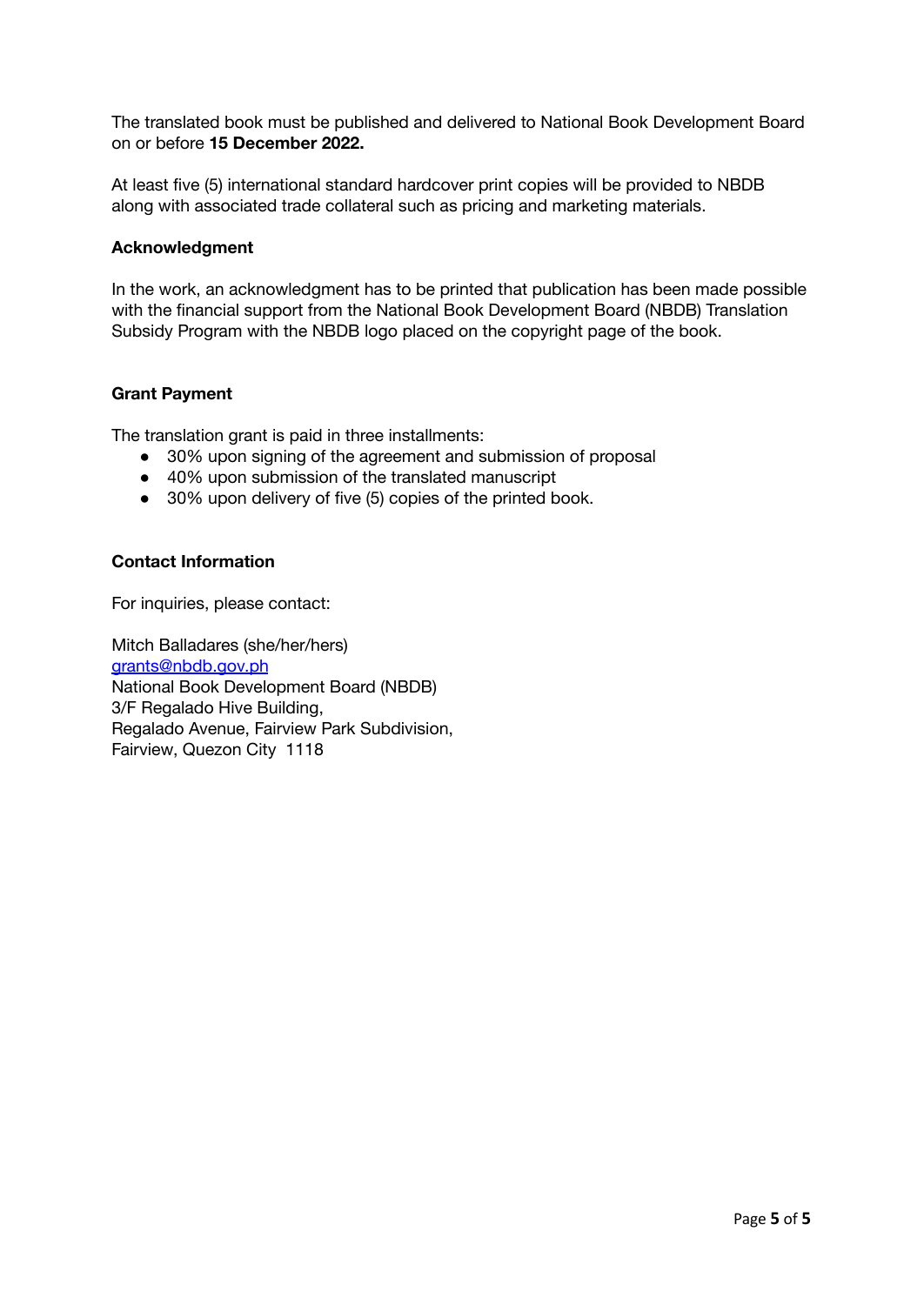The translated book must be published and delivered to National Book Development Board on or before **15 December 2022.**

At least five (5) international standard hardcover print copies will be provided to NBDB along with associated trade collateral such as pricing and marketing materials.

### Acknowledgment

In the work, an acknowledgment has to be printed that publication has been made possible with the financial support from the National Book Development Board (NBDB) Translation Subsidy Program with the NBDB logo placed on the copyright page of the book.

### Grant Payment

The translation grant is paid in three installments:

- 30% upon signing of the agreement and submission of proposal
- 40% upon submission of the translated manuscript
- 30% upon delivery of five (5) copies of the printed book.

### Contact Information

For inquiries, please contact:

Mitch Balladares (she/her/hers)
grants@nbdb.gov.ph
National Book Development Board (NBDB)
3/F Regalado Hive Building,
Regalado Avenue, Fairview Park Subdivision,
Fairview, Quezon City 1118